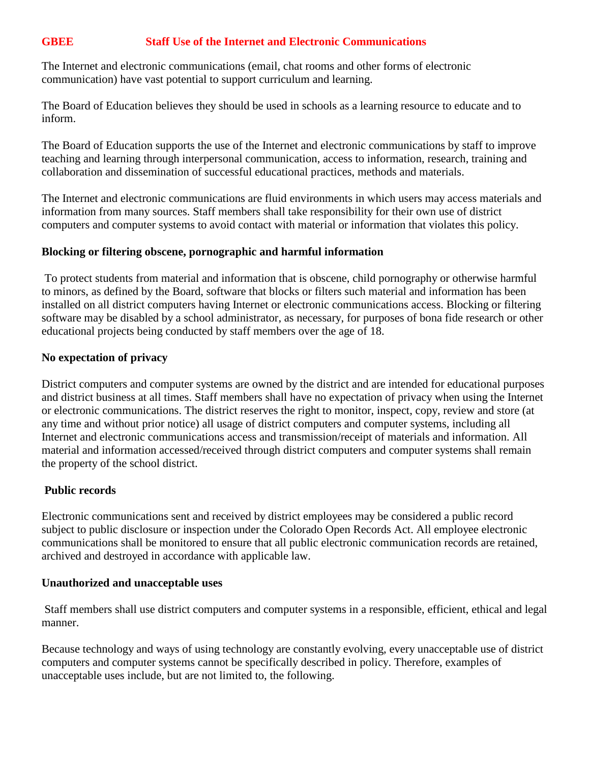# GBEE Staff Use of the Internet and Electronic Communications

The Internet and electronic communications (email, chat rooms and other forms of electronic communication) have vast potential to support curriculum and learning.

The Board of Education believes they should be used in schools as a learning resource to educate and to inform.

The Board of Education supports the use of the Internet and electronic communications by staff to improve teaching and learning through interpersonal communication, access to information, research, training and collaboration and dissemination of successful educational practices, methods and materials.

The Internet and electronic communications are fluid environments in which users may access materials and information from many sources. Staff members shall take responsibility for their own use of district computers and computer systems to avoid contact with material or information that violates this policy.

### Blocking or filtering obscene, pornographic and harmful information

To protect students from material and information that is obscene, child pornography or otherwise harmful to minors, as defined by the Board, software that blocks or filters such material and information has been installed on all district computers having Internet or electronic communications access. Blocking or filtering software may be disabled by a school administrator, as necessary, for purposes of bona fide research or other educational projects being conducted by staff members over the age of 18.

### No expectation of privacy

District computers and computer systems are owned by the district and are intended for educational purposes and district business at all times. Staff members shall have no expectation of privacy when using the Internet or electronic communications. The district reserves the right to monitor, inspect, copy, review and store (at any time and without prior notice) all usage of district computers and computer systems, including all Internet and electronic communications access and transmission/receipt of materials and information. All material and information accessed/received through district computers and computer systems shall remain the property of the school district.

### Public records

Electronic communications sent and received by district employees may be considered a public record subject to public disclosure or inspection under the Colorado Open Records Act. All employee electronic communications shall be monitored to ensure that all public electronic communication records are retained, archived and destroyed in accordance with applicable law.

### Unauthorized and unacceptable uses

Staff members shall use district computers and computer systems in a responsible, efficient, ethical and legal manner.

Because technology and ways of using technology are constantly evolving, every unacceptable use of district computers and computer systems cannot be specifically described in policy. Therefore, examples of unacceptable uses include, but are not limited to, the following.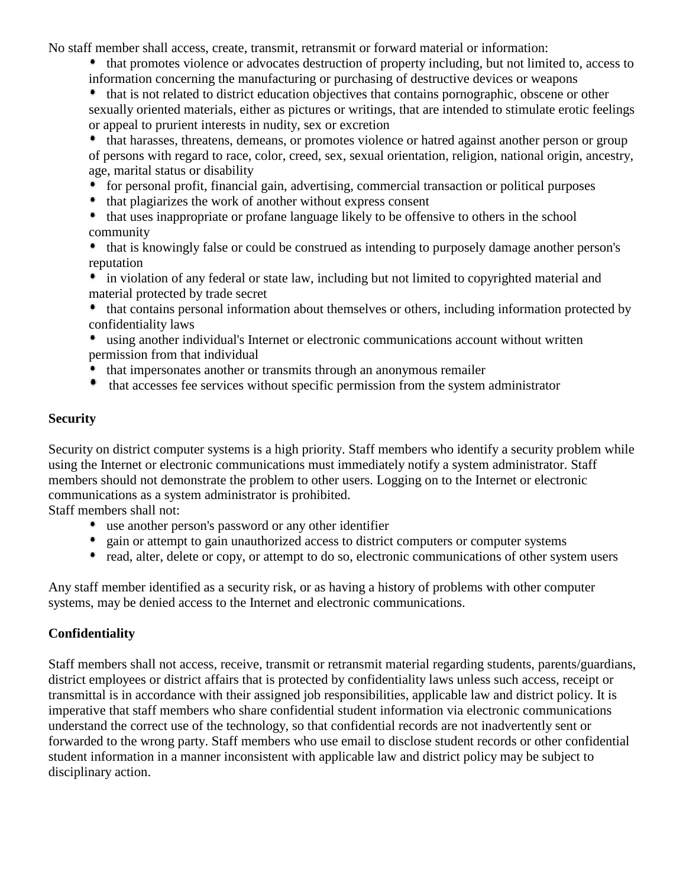No staff member shall access, create, transmit, retransmit or forward material or information:

- that promotes violence or advocates destruction of property including, but not limited to, access to information concerning the manufacturing or purchasing of destructive devices or weapons
- that is not related to district education objectives that contains pornographic, obscene or other sexually oriented materials, either as pictures or writings, that are intended to stimulate erotic feelings or appeal to prurient interests in nudity, sex or excretion
- that harasses, threatens, demeans, or promotes violence or hatred against another person or group of persons with regard to race, color, creed, sex, sexual orientation, religion, national origin, ancestry, age, marital status or disability
- for personal profit, financial gain, advertising, commercial transaction or political purposes
- that plagiarizes the work of another without express consent
- that uses inappropriate or profane language likely to be offensive to others in the school community
- that is knowingly false or could be construed as intending to purposely damage another person's reputation
- in violation of any federal or state law, including but not limited to copyrighted material and material protected by trade secret
- that contains personal information about themselves or others, including information protected by confidentiality laws
- using another individual's Internet or electronic communications account without written permission from that individual
- that impersonates another or transmits through an anonymous remailer
- that accesses fee services without specific permission from the system administrator

**Security**

Security on district computer systems is a high priority. Staff members who identify a security problem while using the Internet or electronic communications must immediately notify a system administrator. Staff members should not demonstrate the problem to other users. Logging on to the Internet or electronic communications as a system administrator is prohibited.
Staff members shall not:

- use another person's password or any other identifier
- gain or attempt to gain unauthorized access to district computers or computer systems
- read, alter, delete or copy, or attempt to do so, electronic communications of other system users

Any staff member identified as a security risk, or as having a history of problems with other computer systems, may be denied access to the Internet and electronic communications.

**Confidentiality**

Staff members shall not access, receive, transmit or retransmit material regarding students, parents/guardians, district employees or district affairs that is protected by confidentiality laws unless such access, receipt or transmittal is in accordance with their assigned job responsibilities, applicable law and district policy. It is imperative that staff members who share confidential student information via electronic communications understand the correct use of the technology, so that confidential records are not inadvertently sent or forwarded to the wrong party. Staff members who use email to disclose student records or other confidential student information in a manner inconsistent with applicable law and district policy may be subject to disciplinary action.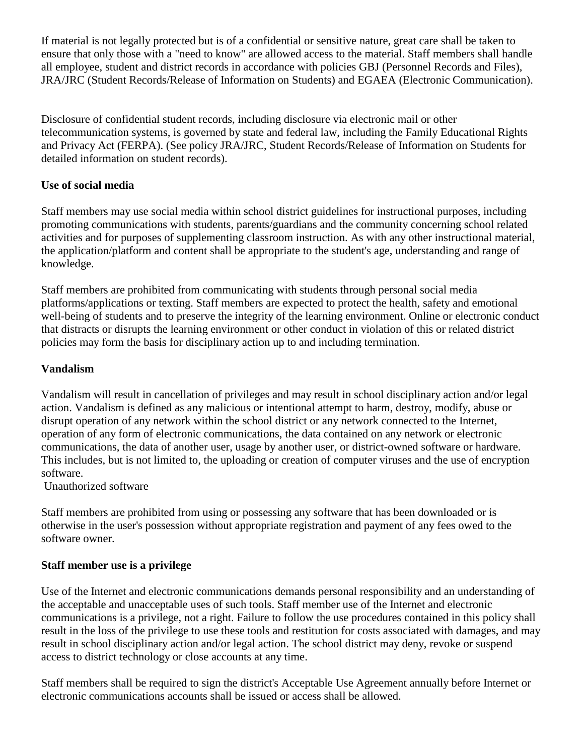If material is not legally protected but is of a confidential or sensitive nature, great care shall be taken to ensure that only those with a "need to know" are allowed access to the material. Staff members shall handle all employee, student and district records in accordance with policies GBJ (Personnel Records and Files), JRA/JRC (Student Records/Release of Information on Students) and EGAEA (Electronic Communication).

Disclosure of confidential student records, including disclosure via electronic mail or other telecommunication systems, is governed by state and federal law, including the Family Educational Rights and Privacy Act (FERPA). (See policy JRA/JRC, Student Records/Release of Information on Students for detailed information on student records).

**Use of social media**

Staff members may use social media within school district guidelines for instructional purposes, including promoting communications with students, parents/guardians and the community concerning school related activities and for purposes of supplementing classroom instruction. As with any other instructional material, the application/platform and content shall be appropriate to the student's age, understanding and range of knowledge.

Staff members are prohibited from communicating with students through personal social media platforms/applications or texting. Staff members are expected to protect the health, safety and emotional well-being of students and to preserve the integrity of the learning environment. Online or electronic conduct that distracts or disrupts the learning environment or other conduct in violation of this or related district policies may form the basis for disciplinary action up to and including termination.

**Vandalism**

Vandalism will result in cancellation of privileges and may result in school disciplinary action and/or legal action. Vandalism is defined as any malicious or intentional attempt to harm, destroy, modify, abuse or disrupt operation of any network within the school district or any network connected to the Internet, operation of any form of electronic communications, the data contained on any network or electronic communications, the data of another user, usage by another user, or district-owned software or hardware. This includes, but is not limited to, the uploading or creation of computer viruses and the use of encryption software.

Unauthorized software

Staff members are prohibited from using or possessing any software that has been downloaded or is otherwise in the user's possession without appropriate registration and payment of any fees owed to the software owner.

**Staff member use is a privilege**

Use of the Internet and electronic communications demands personal responsibility and an understanding of the acceptable and unacceptable uses of such tools. Staff member use of the Internet and electronic communications is a privilege, not a right. Failure to follow the use procedures contained in this policy shall result in the loss of the privilege to use these tools and restitution for costs associated with damages, and may result in school disciplinary action and/or legal action. The school district may deny, revoke or suspend access to district technology or close accounts at any time.

Staff members shall be required to sign the district's Acceptable Use Agreement annually before Internet or electronic communications accounts shall be issued or access shall be allowed.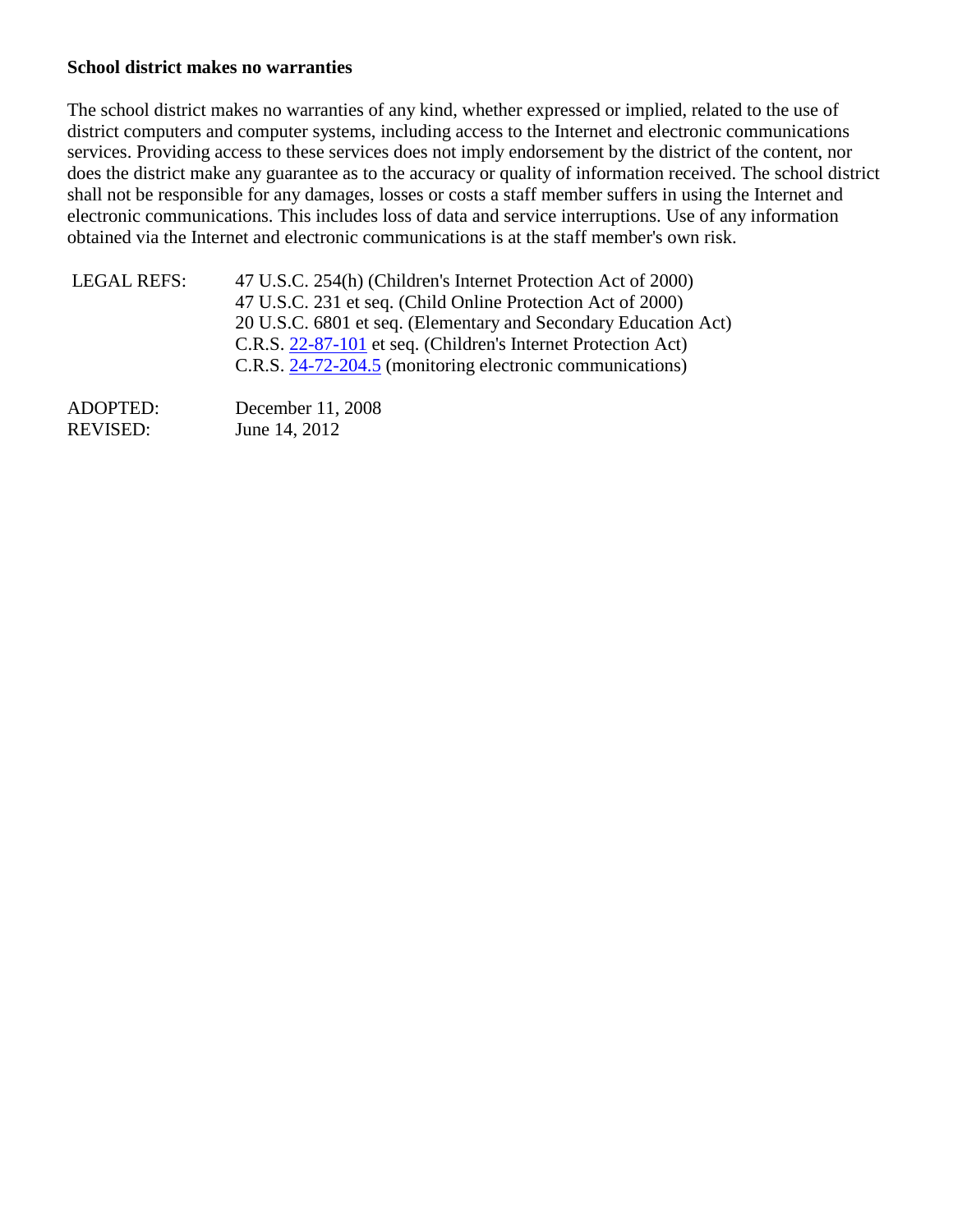**School district makes no warranties**

The school district makes no warranties of any kind, whether expressed or implied, related to the use of district computers and computer systems, including access to the Internet and electronic communications services. Providing access to these services does not imply endorsement by the district of the content, nor does the district make any guarantee as to the accuracy or quality of information received. The school district shall not be responsible for any damages, losses or costs a staff member suffers in using the Internet and electronic communications. This includes loss of data and service interruptions. Use of any information obtained via the Internet and electronic communications is at the staff member's own risk.

| | |
|---|---|
| LEGAL REFS: | 47 U.S.C. 254(h) (Children's Internet Protection Act of 2000) |
| | 47 U.S.C. 231 et seq. (Child Online Protection Act of 2000) |
| | 20 U.S.C. 6801 et seq. (Elementary and Secondary Education Act) |
| | C.R.S. 22-87-101 et seq. (Children's Internet Protection Act) |
| | C.R.S. 24-72-204.5 (monitoring electronic communications) |

| | |
|---|---|
| ADOPTED: | December 11, 2008 |
| REVISED: | June 14, 2012 |